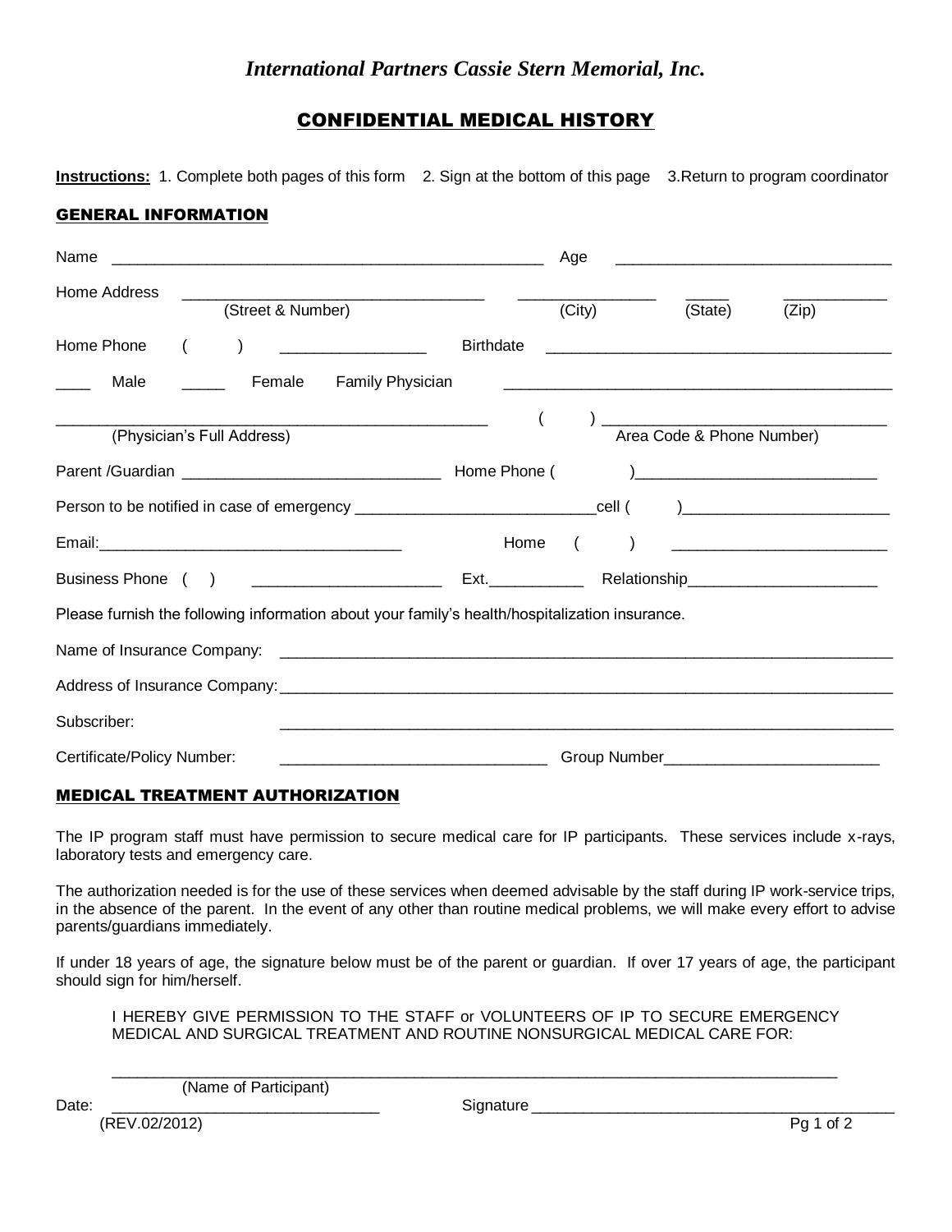*International Partners Cassie Stern Memorial, Inc.*

## CONFIDENTIAL MEDICAL HISTORY

**Instructions:** 1. Complete both pages of this form 2. Sign at the bottom of this page 3.Return to program coordinator

### GENERAL INFORMATION

Name ___________________________________________________ Age _______________________________

Home Address ___________________________________ _______________ _____ ____________
(Street & Number) (City) (State) (Zip)

Home Phone ( ) _________________ Birthdate _________________________________________

____ Male _____ Female Family Physician _____________________________________________

_________________________________________________ ( ) _________________________________
(Physician's Full Address) Area Code & Phone Number)

Parent /Guardian ______________________________ Home Phone ( )___________________________

Person to be notified in case of emergency ____________________________cell ( )_______________________

Email:___________________________________ Home ( ) _________________________

Business Phone ( ) ______________________ Ext.___________ Relationship______________________

Please furnish the following information about your family's health/hospitalization insurance.

Name of Insurance Company: _____________________________________________________________________

Address of Insurance Company:___________________________________________________________________

Subscriber: _____________________________________________________________________

Certificate/Policy Number: _______________________________ Group Number_________________________

### MEDICAL TREATMENT AUTHORIZATION

The IP program staff must have permission to secure medical care for IP participants. These services include x-rays, laboratory tests and emergency care.

The authorization needed is for the use of these services when deemed advisable by the staff during IP work-service trips, in the absence of the parent. In the event of any other than routine medical problems, we will make every effort to advise parents/guardians immediately.

If under 18 years of age, the signature below must be of the parent or guardian. If over 17 years of age, the participant should sign for him/herself.

I HEREBY GIVE PERMISSION TO THE STAFF or VOLUNTEERS OF IP TO SECURE EMERGENCY MEDICAL AND SURGICAL TREATMENT AND ROUTINE NONSURGICAL MEDICAL CARE FOR:

_________________________________________________________________________________
(Name of Participant)

Date: _______________________________ Signature __________________________________________

(REV.02/2012)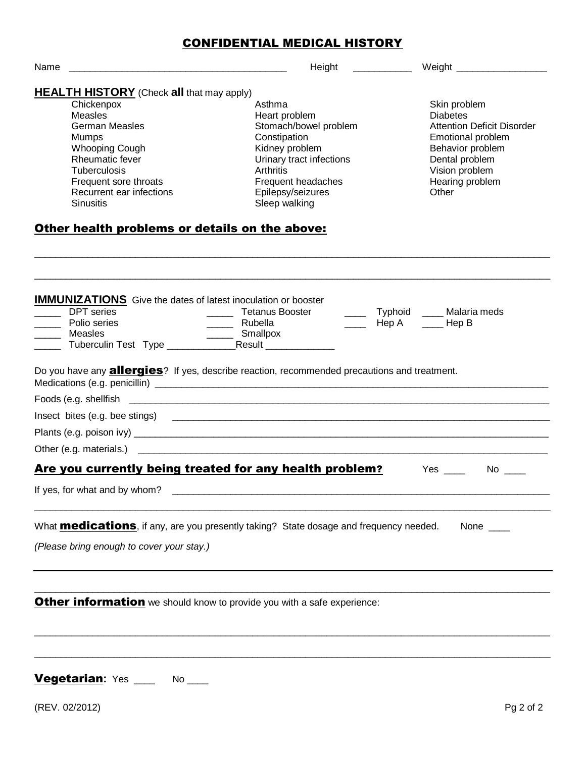# CONFIDENTIAL MEDICAL HISTORY

Name ________________________________________ Height __________ Weight ________________

**HEALTH HISTORY** (Check **all** that may apply)

| | | |
|---|---|---|
| Chickenpox | Asthma | Skin problem |
| Measles | Heart problem | Diabetes |
| German Measles | Stomach/bowel problem | Attention Deficit Disorder |
| Mumps | Constipation | Emotional problem |
| Whooping Cough | Kidney problem | Behavior problem |
| Rheumatic fever | Urinary tract infections | Dental problem |
| Tuberculosis | Arthritis | Vision problem |
| Frequent sore throats | Frequent headaches | Hearing problem |
| Recurrent ear infections | Epilepsy/seizures | Other |
| Sinusitis | Sleep walking | |

## Other health problems or details on the above:

_______________________________________________________________________________________

_______________________________________________________________________________________

**IMMUNIZATIONS** Give the dates of latest inoculation or booster

_____ DPT series _____ Tetanus Booster ____ Typhoid ____ Malaria meds
_____ Polio series _____ Rubella ____ Hep A ____ Hep B
_____ Measles _____ Smallpox
_____ Tuberculin Test Type ____________Result ____________

Do you have any **allergies**? If yes, describe reaction, recommended precautions and treatment.

Medications (e.g. penicillin) ________________________________________________________________

Foods (e.g. shellfish ________________________________________________________________

Insect bites (e.g. bee stings) ________________________________________________________________

Plants (e.g. poison ivy) ________________________________________________________________

Other (e.g. materials.) ________________________________________________________________

## Are you currently being treated for any health problem? Yes ____ No ____

If yes, for what and by whom? ________________________________________________________________

_______________________________________________________________________________________

What **medications**, if any, are you presently taking? State dosage and frequency needed. None ____

*(Please bring enough to cover your stay.)*

_______________________________________________________________________________________

**Other information** we should know to provide you with a safe experience:

_______________________________________________________________________________________

_______________________________________________________________________________________

**Vegetarian**: Yes ____ No ____

(REV. 02/2012)